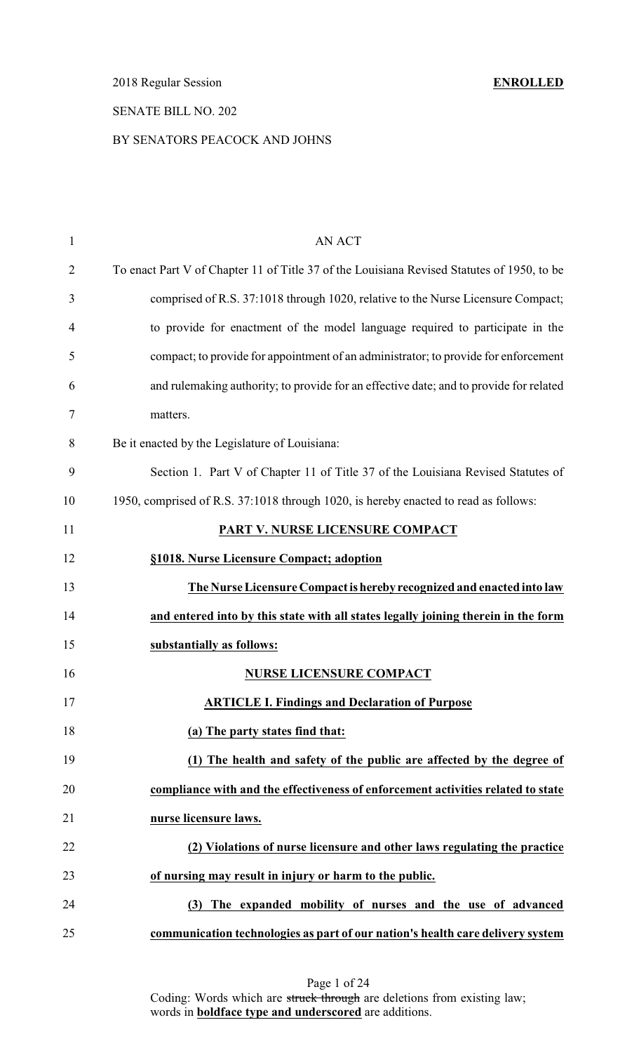2018 Regular Session **ENROLLED**

SENATE BILL NO. 202

BY SENATORS PEACOCK AND JOHNS

AN ACT

To enact Part V of Chapter 11 of Title 37 of the Louisiana Revised Statutes of 1950, to be comprised of R.S. 37:1018 through 1020, relative to the Nurse Licensure Compact; to provide for enactment of the model language required to participate in the compact; to provide for appointment of an administrator; to provide for enforcement and rulemaking authority; to provide for an effective date; and to provide for related matters.

Be it enacted by the Legislature of Louisiana:

Section 1. Part V of Chapter 11 of Title 37 of the Louisiana Revised Statutes of 1950, comprised of R.S. 37:1018 through 1020, is hereby enacted to read as follows:

**PART V. NURSE LICENSURE COMPACT**

**§1018. Nurse Licensure Compact; adoption**

**The Nurse Licensure Compact is hereby recognized and enacted into law and entered into by this state with all states legally joining therein in the form substantially as follows:**

**NURSE LICENSURE COMPACT**

**ARTICLE I. Findings and Declaration of Purpose**

**(a) The party states find that:**

**(1) The health and safety of the public are affected by the degree of compliance with and the effectiveness of enforcement activities related to state nurse licensure laws.**

**(2) Violations of nurse licensure and other laws regulating the practice of nursing may result in injury or harm to the public.**

**(3) The expanded mobility of nurses and the use of advanced communication technologies as part of our nation's health care delivery system**

Coding: Words which are ~~struck through~~ are deletions from existing law; words in **boldface type and underscored** are additions.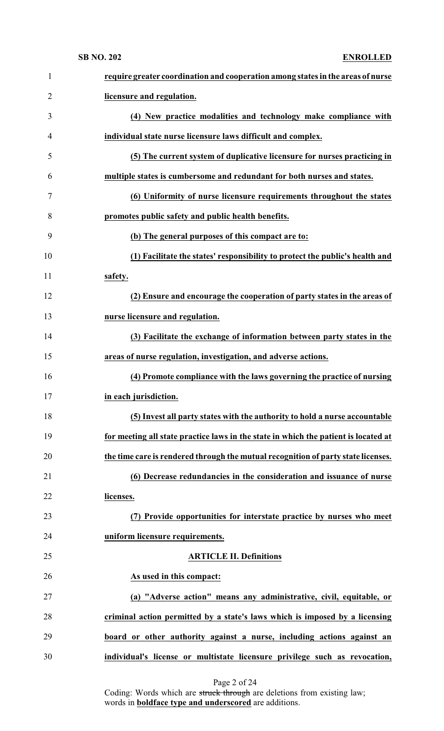**require greater coordination and cooperation among states in the areas of nurse licensure and regulation.**

**(4) New practice modalities and technology make compliance with individual state nurse licensure laws difficult and complex.**

**(5) The current system of duplicative licensure for nurses practicing in multiple states is cumbersome and redundant for both nurses and states.**

**(6) Uniformity of nurse licensure requirements throughout the states promotes public safety and public health benefits.**

**(b) The general purposes of this compact are to:**

**(1) Facilitate the states' responsibility to protect the public's health and safety.**

**(2) Ensure and encourage the cooperation of party states in the areas of nurse licensure and regulation.**

**(3) Facilitate the exchange of information between party states in the areas of nurse regulation, investigation, and adverse actions.**

**(4) Promote compliance with the laws governing the practice of nursing in each jurisdiction.**

**(5) Invest all party states with the authority to hold a nurse accountable for meeting all state practice laws in the state in which the patient is located at the time care is rendered through the mutual recognition of party state licenses.**

**(6) Decrease redundancies in the consideration and issuance of nurse licenses.**

**(7) Provide opportunities for interstate practice by nurses who meet uniform licensure requirements.**

**ARTICLE II. Definitions**

**As used in this compact:**

**(a) "Adverse action" means any administrative, civil, equitable, or criminal action permitted by a state's laws which is imposed by a licensing board or other authority against a nurse, including actions against an individual's license or multistate licensure privilege such as revocation,**

Coding: Words which are ~~struck through~~ are deletions from existing law; words in **boldface type and underscored** are additions.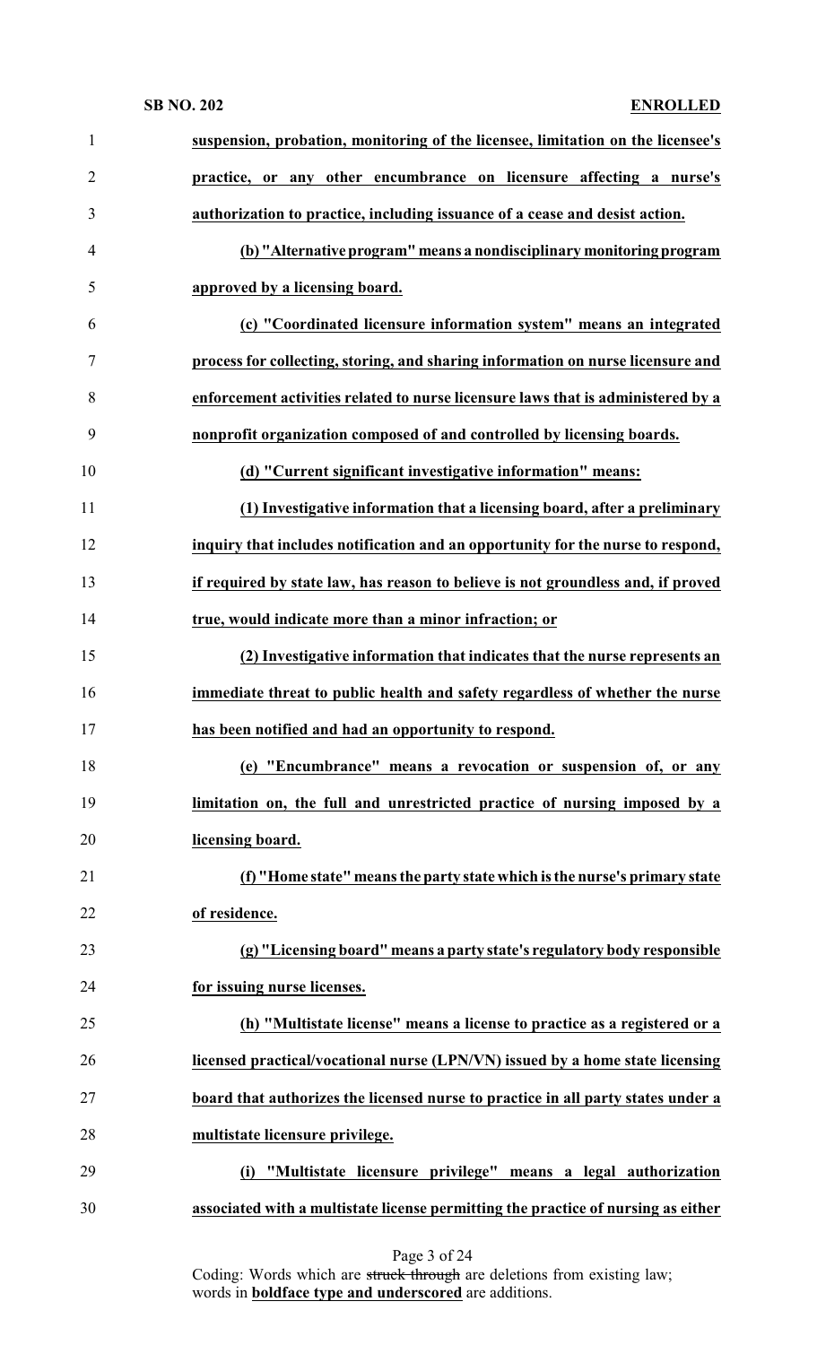**<u>suspension, probation, monitoring of the licensee, limitation on the licensee's practice, or any other encumbrance on licensure affecting a nurse's authorization to practice, including issuance of a cease and desist action.</u>**

**<u>(b) "Alternative program" means a nondisciplinary monitoring program approved by a licensing board.</u>**

**<u>(c) "Coordinated licensure information system" means an integrated process for collecting, storing, and sharing information on nurse licensure and enforcement activities related to nurse licensure laws that is administered by a nonprofit organization composed of and controlled by licensing boards.</u>**

**<u>(d) "Current significant investigative information" means:</u>**

**<u>(1) Investigative information that a licensing board, after a preliminary inquiry that includes notification and an opportunity for the nurse to respond, if required by state law, has reason to believe is not groundless and, if proved true, would indicate more than a minor infraction; or</u>**

**<u>(2) Investigative information that indicates that the nurse represents an immediate threat to public health and safety regardless of whether the nurse has been notified and had an opportunity to respond.</u>**

**<u>(e) "Encumbrance" means a revocation or suspension of, or any limitation on, the full and unrestricted practice of nursing imposed by a licensing board.</u>**

**<u>(f) "Home state" means the party state which is the nurse's primary state of residence.</u>**

**<u>(g) "Licensing board" means a party state's regulatory body responsible for issuing nurse licenses.</u>**

**<u>(h) "Multistate license" means a license to practice as a registered or a licensed practical/vocational nurse (LPN/VN) issued by a home state licensing board that authorizes the licensed nurse to practice in all party states under a multistate licensure privilege.</u>**

**<u>(i) "Multistate licensure privilege" means a legal authorization associated with a multistate license permitting the practice of nursing as either</u>**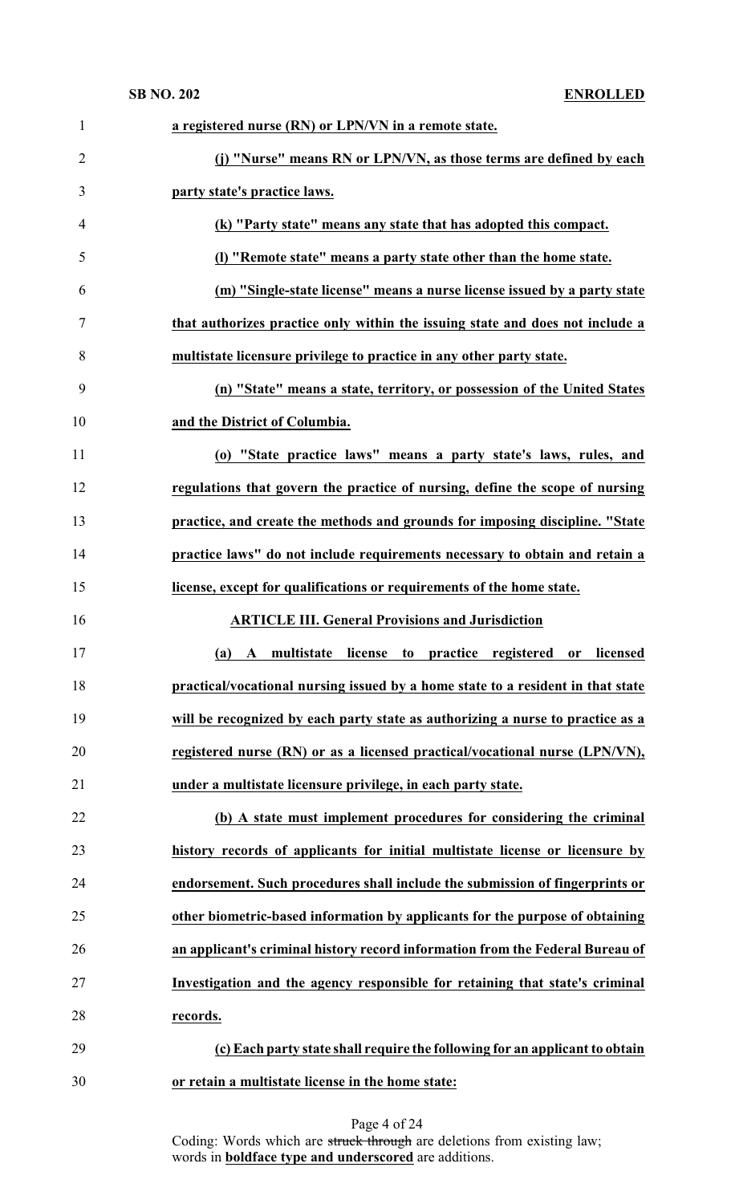**a registered nurse (RN) or LPN/VN in a remote state.**

**(j) "Nurse" means RN or LPN/VN, as those terms are defined by each party state's practice laws.**

**(k) "Party state" means any state that has adopted this compact.**

**(l) "Remote state" means a party state other than the home state.**

**(m) "Single-state license" means a nurse license issued by a party state that authorizes practice only within the issuing state and does not include a multistate licensure privilege to practice in any other party state.**

**(n) "State" means a state, territory, or possession of the United States and the District of Columbia.**

**(o) "State practice laws" means a party state's laws, rules, and regulations that govern the practice of nursing, define the scope of nursing practice, and create the methods and grounds for imposing discipline. "State practice laws" do not include requirements necessary to obtain and retain a license, except for qualifications or requirements of the home state.**

**ARTICLE III. General Provisions and Jurisdiction**

**(a) A multistate license to practice registered or licensed practical/vocational nursing issued by a home state to a resident in that state will be recognized by each party state as authorizing a nurse to practice as a registered nurse (RN) or as a licensed practical/vocational nurse (LPN/VN), under a multistate licensure privilege, in each party state.**

**(b) A state must implement procedures for considering the criminal history records of applicants for initial multistate license or licensure by endorsement. Such procedures shall include the submission of fingerprints or other biometric-based information by applicants for the purpose of obtaining an applicant's criminal history record information from the Federal Bureau of Investigation and the agency responsible for retaining that state's criminal records.**

**(c) Each party state shall require the following for an applicant to obtain or retain a multistate license in the home state:**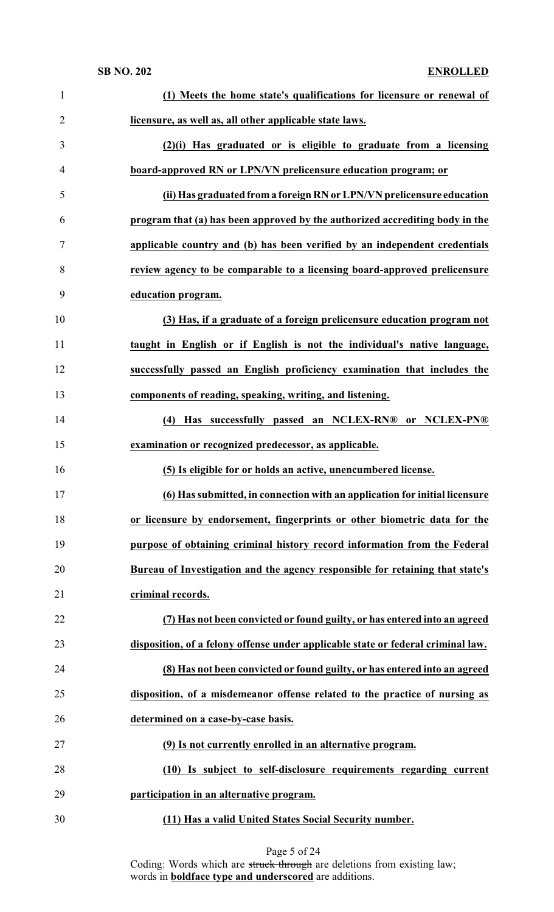**(1) Meets the home state's qualifications for licensure or renewal of licensure, as well as, all other applicable state laws.**

**(2)(i) Has graduated or is eligible to graduate from a licensing board-approved RN or LPN/VN prelicensure education program; or**

**(ii) Has graduated from a foreign RN or LPN/VN prelicensure education program that (a) has been approved by the authorized accrediting body in the applicable country and (b) has been verified by an independent credentials review agency to be comparable to a licensing board-approved prelicensure education program.**

**(3) Has, if a graduate of a foreign prelicensure education program not taught in English or if English is not the individual's native language, successfully passed an English proficiency examination that includes the components of reading, speaking, writing, and listening.**

**(4) Has successfully passed an NCLEX-RN® or NCLEX-PN® examination or recognized predecessor, as applicable.**

**(5) Is eligible for or holds an active, unencumbered license.**

**(6) Has submitted, in connection with an application for initial licensure or licensure by endorsement, fingerprints or other biometric data for the purpose of obtaining criminal history record information from the Federal Bureau of Investigation and the agency responsible for retaining that state's criminal records.**

**(7) Has not been convicted or found guilty, or has entered into an agreed disposition, of a felony offense under applicable state or federal criminal law.**

**(8) Has not been convicted or found guilty, or has entered into an agreed disposition, of a misdemeanor offense related to the practice of nursing as determined on a case-by-case basis.**

**(9) Is not currently enrolled in an alternative program.**

**(10) Is subject to self-disclosure requirements regarding current participation in an alternative program.**

**(11) Has a valid United States Social Security number.**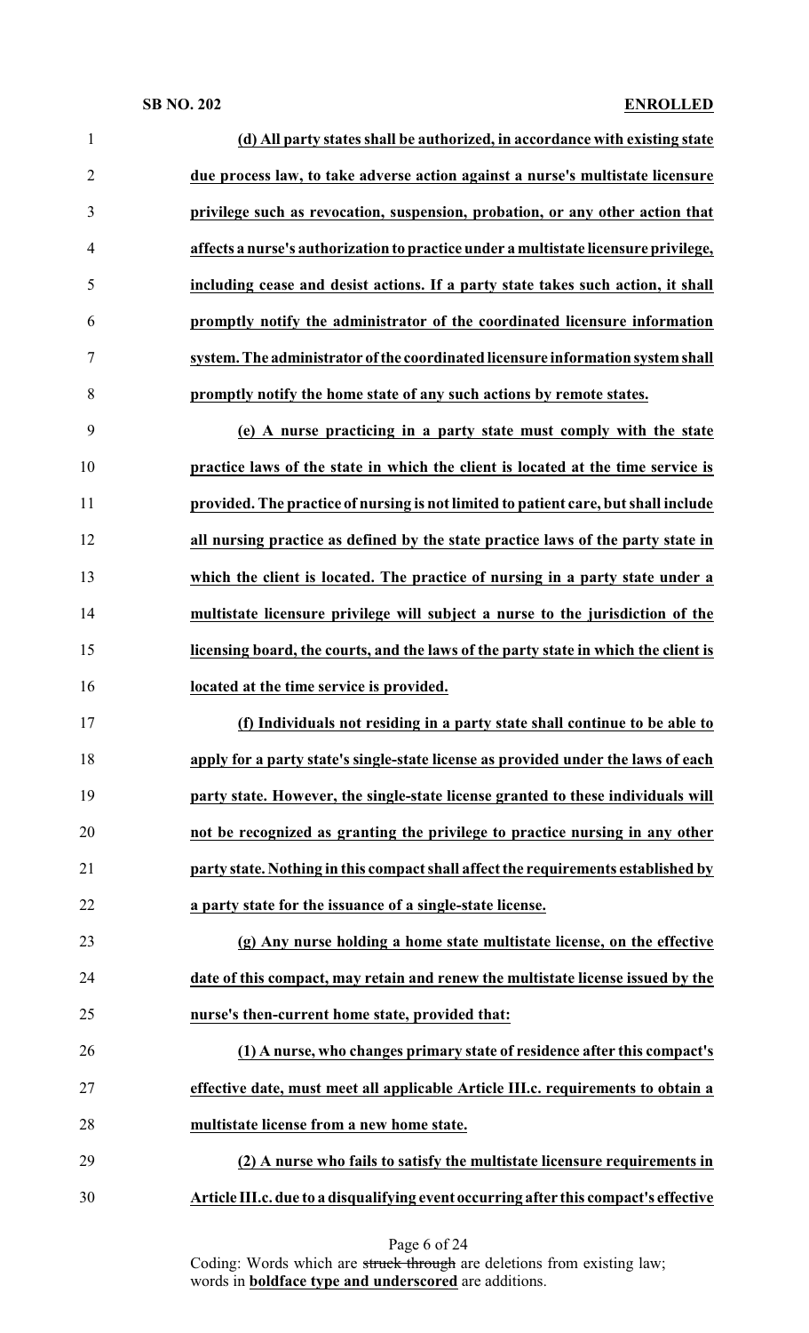**(d) All party states shall be authorized, in accordance with existing state due process law, to take adverse action against a nurse's multistate licensure privilege such as revocation, suspension, probation, or any other action that affects a nurse's authorization to practice under a multistate licensure privilege, including cease and desist actions. If a party state takes such action, it shall promptly notify the administrator of the coordinated licensure information system. The administrator of the coordinated licensure information system shall promptly notify the home state of any such actions by remote states.**

**(e) A nurse practicing in a party state must comply with the state practice laws of the state in which the client is located at the time service is provided. The practice of nursing is not limited to patient care, but shall include all nursing practice as defined by the state practice laws of the party state in which the client is located. The practice of nursing in a party state under a multistate licensure privilege will subject a nurse to the jurisdiction of the licensing board, the courts, and the laws of the party state in which the client is located at the time service is provided.**

**(f) Individuals not residing in a party state shall continue to be able to apply for a party state's single-state license as provided under the laws of each party state. However, the single-state license granted to these individuals will not be recognized as granting the privilege to practice nursing in any other party state. Nothing in this compact shall affect the requirements established by a party state for the issuance of a single-state license.**

**(g) Any nurse holding a home state multistate license, on the effective date of this compact, may retain and renew the multistate license issued by the nurse's then-current home state, provided that:**

**(1) A nurse, who changes primary state of residence after this compact's effective date, must meet all applicable Article III.c. requirements to obtain a multistate license from a new home state.**

**(2) A nurse who fails to satisfy the multistate licensure requirements in Article III.c. due to a disqualifying event occurring after this compact's effective**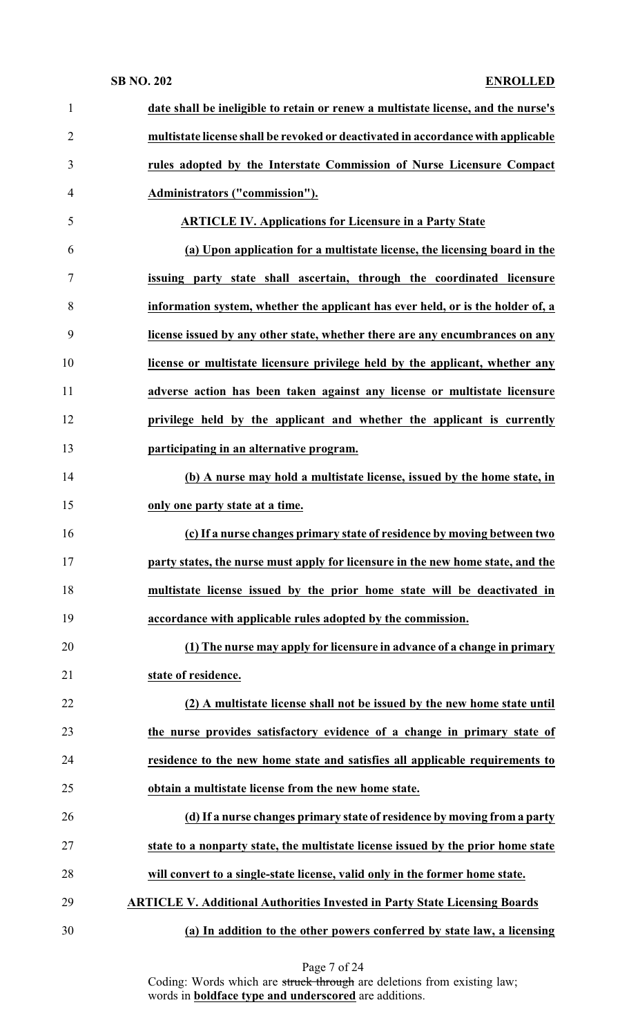**date shall be ineligible to retain or renew a multistate license, and the nurse's multistate license shall be revoked or deactivated in accordance with applicable rules adopted by the Interstate Commission of Nurse Licensure Compact Administrators ("commission").**

**ARTICLE IV. Applications for Licensure in a Party State**

**(a) Upon application for a multistate license, the licensing board in the issuing party state shall ascertain, through the coordinated licensure information system, whether the applicant has ever held, or is the holder of, a license issued by any other state, whether there are any encumbrances on any license or multistate licensure privilege held by the applicant, whether any adverse action has been taken against any license or multistate licensure privilege held by the applicant and whether the applicant is currently participating in an alternative program.**

**(b) A nurse may hold a multistate license, issued by the home state, in only one party state at a time.**

**(c) If a nurse changes primary state of residence by moving between two party states, the nurse must apply for licensure in the new home state, and the multistate license issued by the prior home state will be deactivated in accordance with applicable rules adopted by the commission.**

**(1) The nurse may apply for licensure in advance of a change in primary state of residence.**

**(2) A multistate license shall not be issued by the new home state until the nurse provides satisfactory evidence of a change in primary state of residence to the new home state and satisfies all applicable requirements to obtain a multistate license from the new home state.**

**(d) If a nurse changes primary state of residence by moving from a party state to a nonparty state, the multistate license issued by the prior home state will convert to a single-state license, valid only in the former home state.**

**ARTICLE V. Additional Authorities Invested in Party State Licensing Boards**

**(a) In addition to the other powers conferred by state law, a licensing**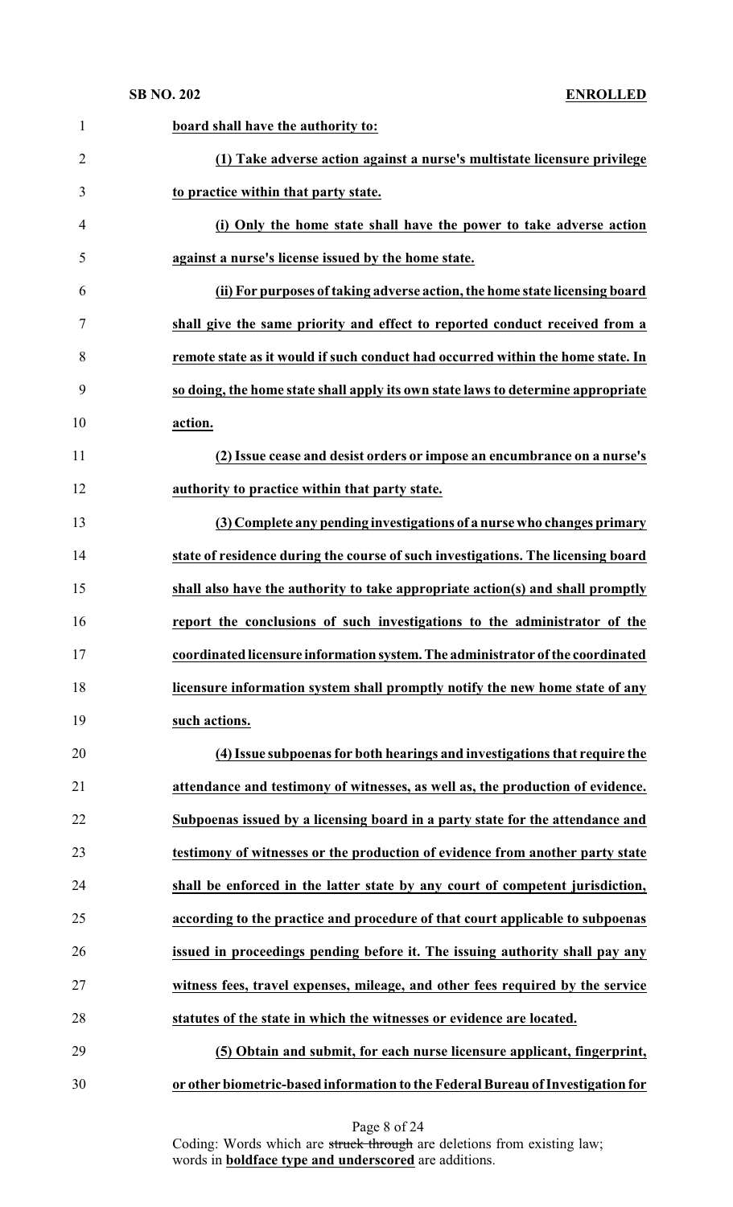**board shall have the authority to:**

**(1) Take adverse action against a nurse's multistate licensure privilege to practice within that party state.**

**(i) Only the home state shall have the power to take adverse action against a nurse's license issued by the home state.**

**(ii) For purposes of taking adverse action, the home state licensing board shall give the same priority and effect to reported conduct received from a remote state as it would if such conduct had occurred within the home state. In so doing, the home state shall apply its own state laws to determine appropriate action.**

**(2) Issue cease and desist orders or impose an encumbrance on a nurse's authority to practice within that party state.**

**(3) Complete any pending investigations of a nurse who changes primary state of residence during the course of such investigations. The licensing board shall also have the authority to take appropriate action(s) and shall promptly report the conclusions of such investigations to the administrator of the coordinated licensure information system. The administrator of the coordinated licensure information system shall promptly notify the new home state of any such actions.**

**(4) Issue subpoenas for both hearings and investigations that require the attendance and testimony of witnesses, as well as, the production of evidence. Subpoenas issued by a licensing board in a party state for the attendance and testimony of witnesses or the production of evidence from another party state shall be enforced in the latter state by any court of competent jurisdiction, according to the practice and procedure of that court applicable to subpoenas issued in proceedings pending before it. The issuing authority shall pay any witness fees, travel expenses, mileage, and other fees required by the service statutes of the state in which the witnesses or evidence are located.**

**(5) Obtain and submit, for each nurse licensure applicant, fingerprint, or other biometric-based information to the Federal Bureau of Investigation for**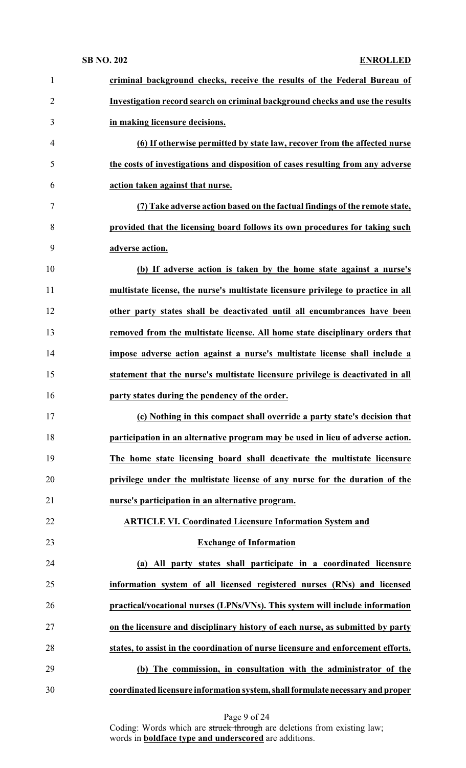**criminal background checks, receive the results of the Federal Bureau of Investigation record search on criminal background checks and use the results in making licensure decisions.**

**(6) If otherwise permitted by state law, recover from the affected nurse the costs of investigations and disposition of cases resulting from any adverse action taken against that nurse.**

**(7) Take adverse action based on the factual findings of the remote state, provided that the licensing board follows its own procedures for taking such adverse action.**

**(b) If adverse action is taken by the home state against a nurse's multistate license, the nurse's multistate licensure privilege to practice in all other party states shall be deactivated until all encumbrances have been removed from the multistate license. All home state disciplinary orders that impose adverse action against a nurse's multistate license shall include a statement that the nurse's multistate licensure privilege is deactivated in all party states during the pendency of the order.**

**(c) Nothing in this compact shall override a party state's decision that participation in an alternative program may be used in lieu of adverse action. The home state licensing board shall deactivate the multistate licensure privilege under the multistate license of any nurse for the duration of the nurse's participation in an alternative program.**

**ARTICLE VI. Coordinated Licensure Information System and Exchange of Information**

**(a) All party states shall participate in a coordinated licensure information system of all licensed registered nurses (RNs) and licensed practical/vocational nurses (LPNs/VNs). This system will include information on the licensure and disciplinary history of each nurse, as submitted by party states, to assist in the coordination of nurse licensure and enforcement efforts.**

**(b) The commission, in consultation with the administrator of the coordinated licensure information system, shall formulate necessary and proper**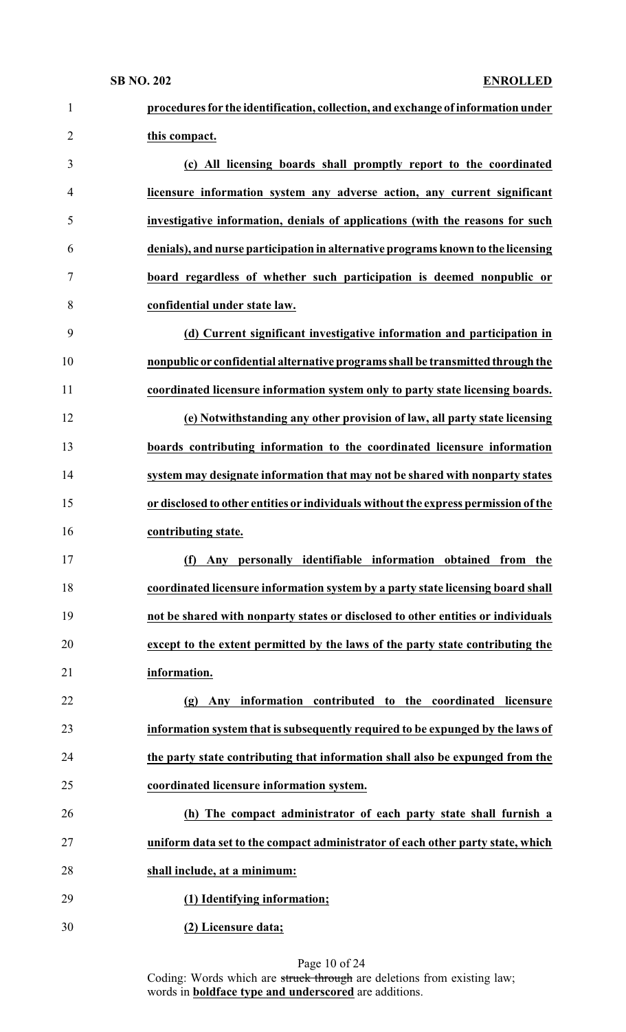**procedures for the identification, collection, and exchange of information under this compact.**

**(c) All licensing boards shall promptly report to the coordinated licensure information system any adverse action, any current significant investigative information, denials of applications (with the reasons for such denials), and nurse participation in alternative programs known to the licensing board regardless of whether such participation is deemed nonpublic or confidential under state law.**

**(d) Current significant investigative information and participation in nonpublic or confidential alternative programs shall be transmitted through the coordinated licensure information system only to party state licensing boards.**

**(e) Notwithstanding any other provision of law, all party state licensing boards contributing information to the coordinated licensure information system may designate information that may not be shared with nonparty states or disclosed to other entities or individuals without the express permission of the contributing state.**

**(f) Any personally identifiable information obtained from the coordinated licensure information system by a party state licensing board shall not be shared with nonparty states or disclosed to other entities or individuals except to the extent permitted by the laws of the party state contributing the information.**

**(g) Any information contributed to the coordinated licensure information system that is subsequently required to be expunged by the laws of the party state contributing that information shall also be expunged from the coordinated licensure information system.**

**(h) The compact administrator of each party state shall furnish a uniform data set to the compact administrator of each other party state, which shall include, at a minimum:**

**(1) Identifying information;**

**(2) Licensure data;**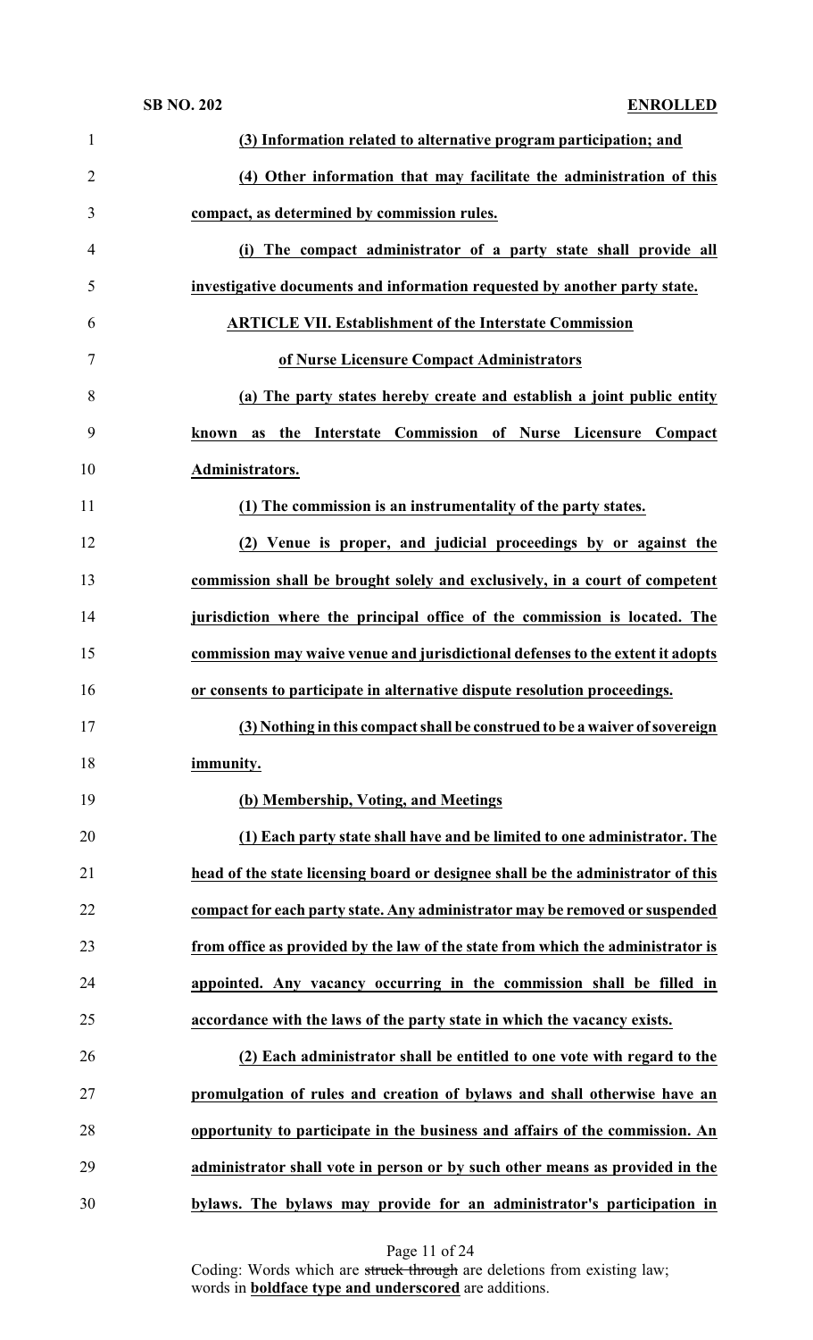**(3) Information related to alternative program participation; and**

**(4) Other information that may facilitate the administration of this compact, as determined by commission rules.**

**(i) The compact administrator of a party state shall provide all investigative documents and information requested by another party state.**

## ARTICLE VII. Establishment of the Interstate Commission of Nurse Licensure Compact Administrators

**(a) The party states hereby create and establish a joint public entity known as the Interstate Commission of Nurse Licensure Compact Administrators.**

**(1) The commission is an instrumentality of the party states.**

**(2) Venue is proper, and judicial proceedings by or against the commission shall be brought solely and exclusively, in a court of competent jurisdiction where the principal office of the commission is located. The commission may waive venue and jurisdictional defenses to the extent it adopts or consents to participate in alternative dispute resolution proceedings.**

**(3) Nothing in this compact shall be construed to be a waiver of sovereign immunity.**

**(b) Membership, Voting, and Meetings**

**(1) Each party state shall have and be limited to one administrator. The head of the state licensing board or designee shall be the administrator of this compact for each party state. Any administrator may be removed or suspended from office as provided by the law of the state from which the administrator is appointed. Any vacancy occurring in the commission shall be filled in accordance with the laws of the party state in which the vacancy exists.**

**(2) Each administrator shall be entitled to one vote with regard to the promulgation of rules and creation of bylaws and shall otherwise have an opportunity to participate in the business and affairs of the commission. An administrator shall vote in person or by such other means as provided in the bylaws. The bylaws may provide for an administrator's participation in**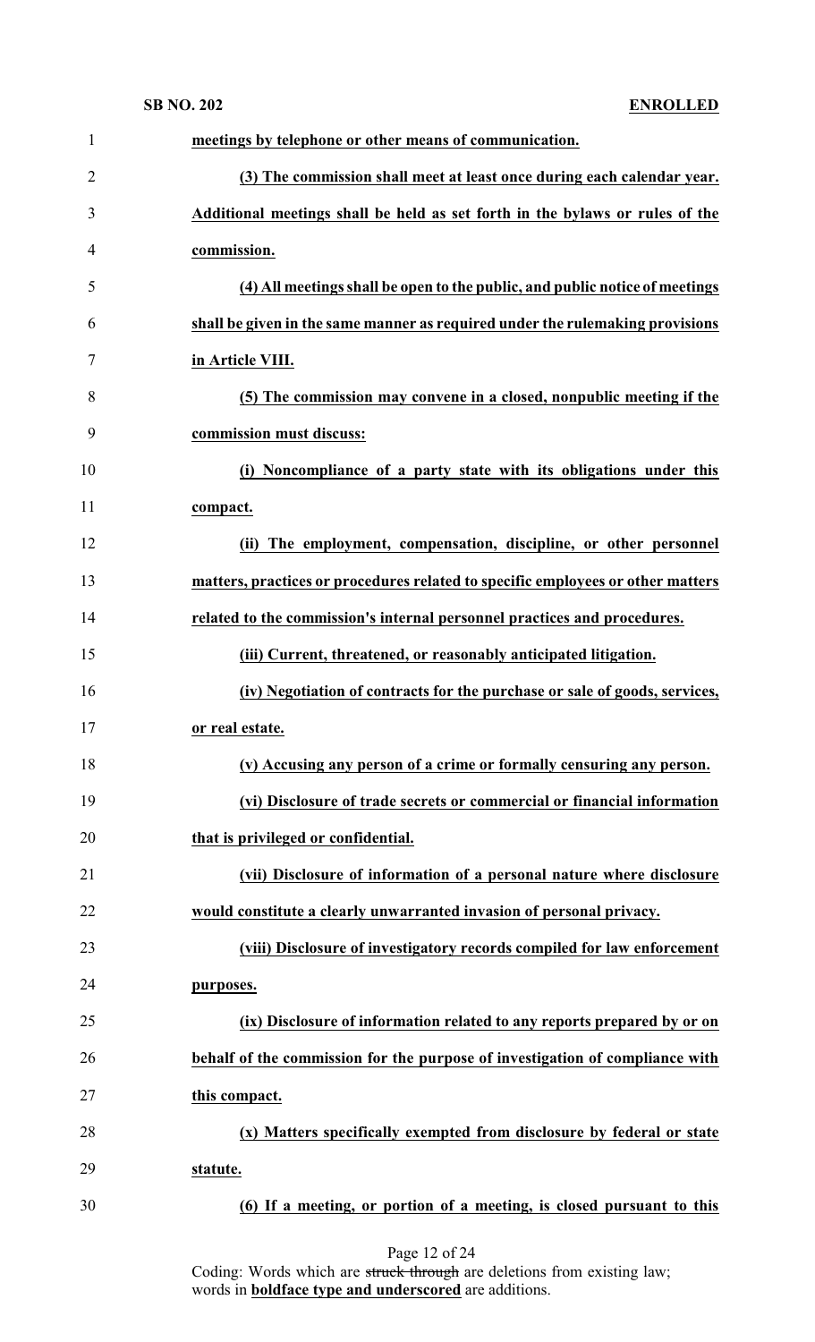**meetings by telephone or other means of communication.**

**(3) The commission shall meet at least once during each calendar year. Additional meetings shall be held as set forth in the bylaws or rules of the commission.**

**(4) All meetings shall be open to the public, and public notice of meetings shall be given in the same manner as required under the rulemaking provisions in Article VIII.**

**(5) The commission may convene in a closed, nonpublic meeting if the commission must discuss:**

**(i) Noncompliance of a party state with its obligations under this compact.**

**(ii) The employment, compensation, discipline, or other personnel matters, practices or procedures related to specific employees or other matters related to the commission's internal personnel practices and procedures.**

**(iii) Current, threatened, or reasonably anticipated litigation.**

**(iv) Negotiation of contracts for the purchase or sale of goods, services, or real estate.**

**(v) Accusing any person of a crime or formally censuring any person.**

**(vi) Disclosure of trade secrets or commercial or financial information that is privileged or confidential.**

**(vii) Disclosure of information of a personal nature where disclosure would constitute a clearly unwarranted invasion of personal privacy.**

**(viii) Disclosure of investigatory records compiled for law enforcement purposes.**

**(ix) Disclosure of information related to any reports prepared by or on behalf of the commission for the purpose of investigation of compliance with this compact.**

**(x) Matters specifically exempted from disclosure by federal or state statute.**

**(6) If a meeting, or portion of a meeting, is closed pursuant to this**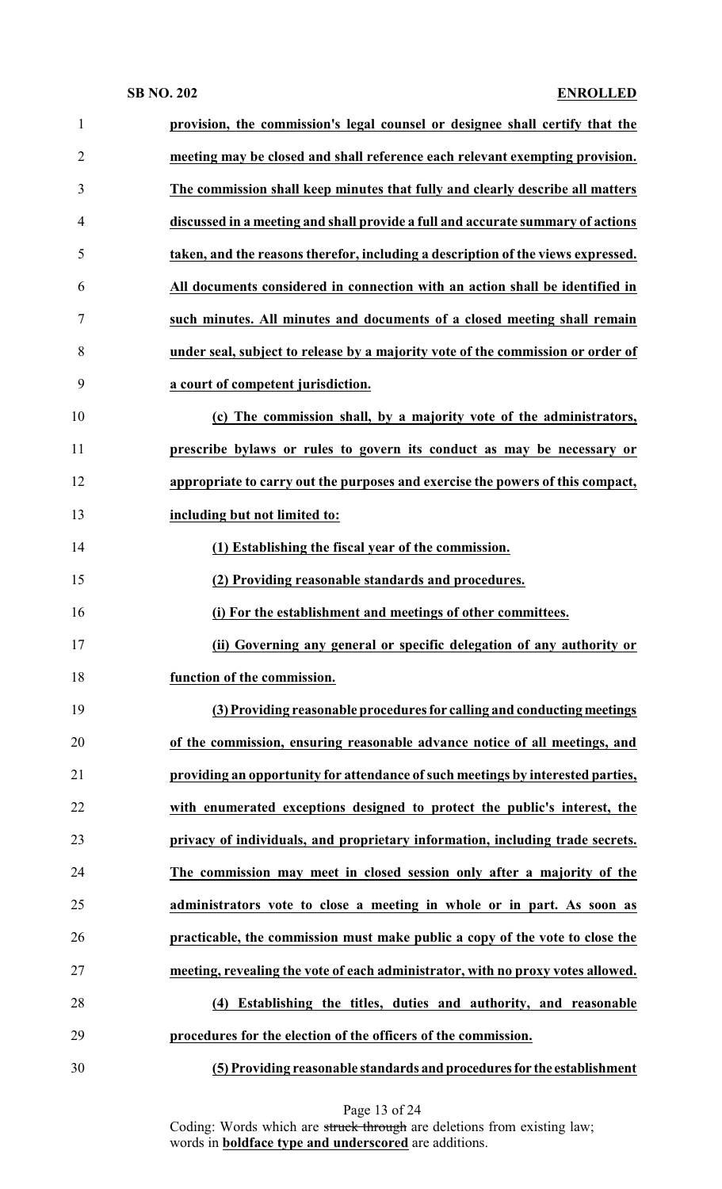**provision, the commission's legal counsel or designee shall certify that the meeting may be closed and shall reference each relevant exempting provision. The commission shall keep minutes that fully and clearly describe all matters discussed in a meeting and shall provide a full and accurate summary of actions taken, and the reasons therefor, including a description of the views expressed. All documents considered in connection with an action shall be identified in such minutes. All minutes and documents of a closed meeting shall remain under seal, subject to release by a majority vote of the commission or order of a court of competent jurisdiction.**

**(c) The commission shall, by a majority vote of the administrators, prescribe bylaws or rules to govern its conduct as may be necessary or appropriate to carry out the purposes and exercise the powers of this compact, including but not limited to:**

**(1) Establishing the fiscal year of the commission.**

**(2) Providing reasonable standards and procedures.**

**(i) For the establishment and meetings of other committees.**

**(ii) Governing any general or specific delegation of any authority or function of the commission.**

**(3) Providing reasonable procedures for calling and conducting meetings of the commission, ensuring reasonable advance notice of all meetings, and providing an opportunity for attendance of such meetings by interested parties, with enumerated exceptions designed to protect the public's interest, the privacy of individuals, and proprietary information, including trade secrets. The commission may meet in closed session only after a majority of the administrators vote to close a meeting in whole or in part. As soon as practicable, the commission must make public a copy of the vote to close the meeting, revealing the vote of each administrator, with no proxy votes allowed.**

**(4) Establishing the titles, duties and authority, and reasonable procedures for the election of the officers of the commission.**

**(5) Providing reasonable standards and procedures for the establishment**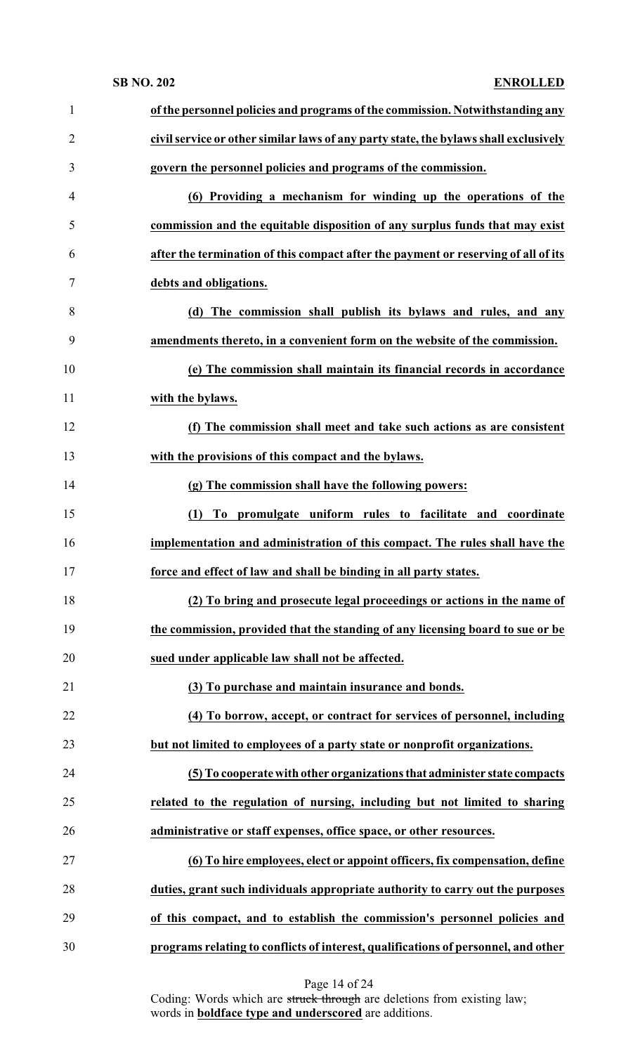**of the personnel policies and programs of the commission. Notwithstanding any civil service or other similar laws of any party state, the bylaws shall exclusively govern the personnel policies and programs of the commission.**

**(6) Providing a mechanism for winding up the operations of the commission and the equitable disposition of any surplus funds that may exist after the termination of this compact after the payment or reserving of all of its debts and obligations.**

**(d) The commission shall publish its bylaws and rules, and any amendments thereto, in a convenient form on the website of the commission.**

**(e) The commission shall maintain its financial records in accordance with the bylaws.**

**(f) The commission shall meet and take such actions as are consistent with the provisions of this compact and the bylaws.**

**(g) The commission shall have the following powers:**

**(1) To promulgate uniform rules to facilitate and coordinate implementation and administration of this compact. The rules shall have the force and effect of law and shall be binding in all party states.**

**(2) To bring and prosecute legal proceedings or actions in the name of the commission, provided that the standing of any licensing board to sue or be sued under applicable law shall not be affected.**

**(3) To purchase and maintain insurance and bonds.**

**(4) To borrow, accept, or contract for services of personnel, including but not limited to employees of a party state or nonprofit organizations.**

**(5) To cooperate with other organizations that administer state compacts related to the regulation of nursing, including but not limited to sharing administrative or staff expenses, office space, or other resources.**

**(6) To hire employees, elect or appoint officers, fix compensation, define duties, grant such individuals appropriate authority to carry out the purposes of this compact, and to establish the commission's personnel policies and programs relating to conflicts of interest, qualifications of personnel, and other**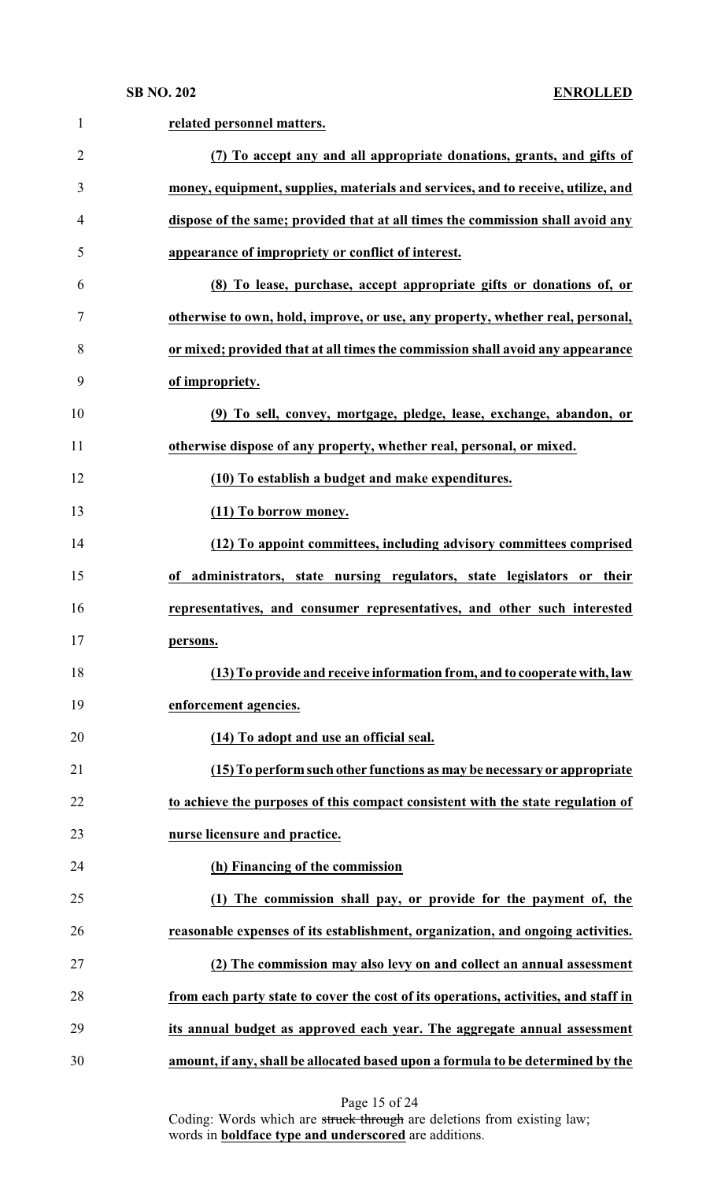**related personnel matters.**

**(7) To accept any and all appropriate donations, grants, and gifts of money, equipment, supplies, materials and services, and to receive, utilize, and dispose of the same; provided that at all times the commission shall avoid any appearance of impropriety or conflict of interest.**

**(8) To lease, purchase, accept appropriate gifts or donations of, or otherwise to own, hold, improve, or use, any property, whether real, personal, or mixed; provided that at all times the commission shall avoid any appearance of impropriety.**

**(9) To sell, convey, mortgage, pledge, lease, exchange, abandon, or otherwise dispose of any property, whether real, personal, or mixed.**

**(10) To establish a budget and make expenditures.**

**(11) To borrow money.**

**(12) To appoint committees, including advisory committees comprised of administrators, state nursing regulators, state legislators or their representatives, and consumer representatives, and other such interested persons.**

**(13) To provide and receive information from, and to cooperate with, law enforcement agencies.**

**(14) To adopt and use an official seal.**

**(15) To perform such other functions as may be necessary or appropriate to achieve the purposes of this compact consistent with the state regulation of nurse licensure and practice.**

**(h) Financing of the commission**

**(1) The commission shall pay, or provide for the payment of, the reasonable expenses of its establishment, organization, and ongoing activities.**

**(2) The commission may also levy on and collect an annual assessment from each party state to cover the cost of its operations, activities, and staff in its annual budget as approved each year. The aggregate annual assessment amount, if any, shall be allocated based upon a formula to be determined by the**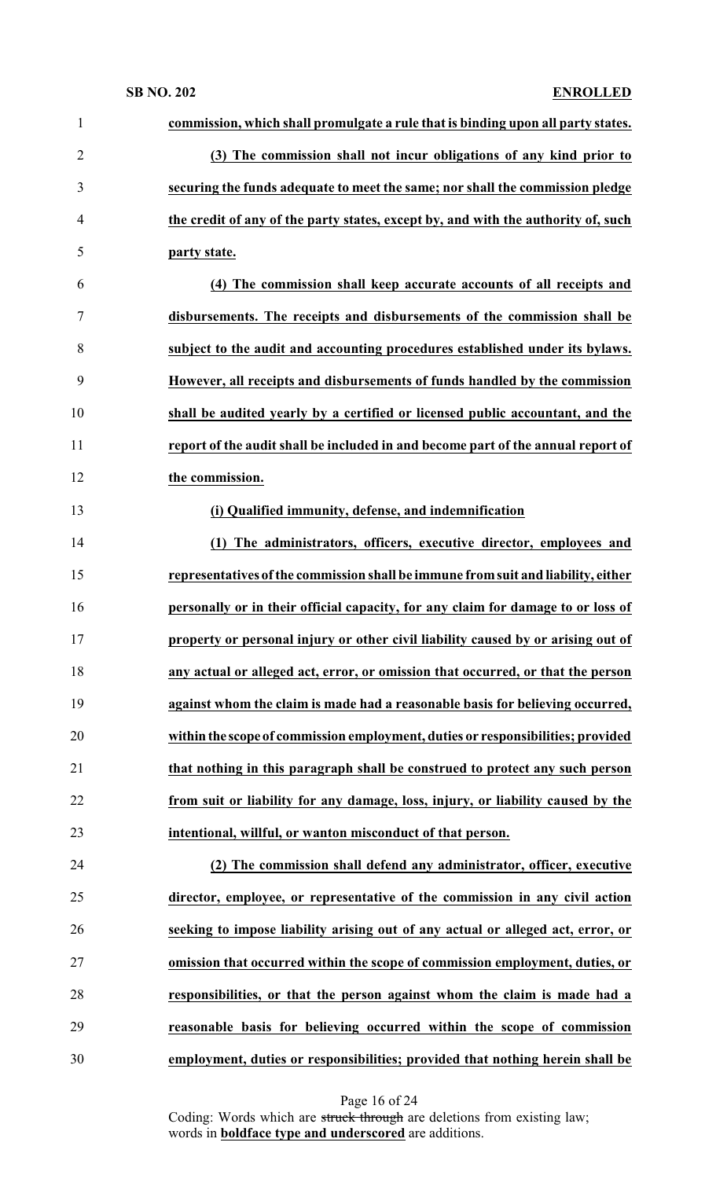**commission, which shall promulgate a rule that is binding upon all party states.**

**(3) The commission shall not incur obligations of any kind prior to securing the funds adequate to meet the same; nor shall the commission pledge the credit of any of the party states, except by, and with the authority of, such party state.**

**(4) The commission shall keep accurate accounts of all receipts and disbursements. The receipts and disbursements of the commission shall be subject to the audit and accounting procedures established under its bylaws. However, all receipts and disbursements of funds handled by the commission shall be audited yearly by a certified or licensed public accountant, and the report of the audit shall be included in and become part of the annual report of the commission.**

**(i) Qualified immunity, defense, and indemnification**

**(1) The administrators, officers, executive director, employees and representatives of the commission shall be immune from suit and liability, either personally or in their official capacity, for any claim for damage to or loss of property or personal injury or other civil liability caused by or arising out of any actual or alleged act, error, or omission that occurred, or that the person against whom the claim is made had a reasonable basis for believing occurred, within the scope of commission employment, duties or responsibilities; provided that nothing in this paragraph shall be construed to protect any such person from suit or liability for any damage, loss, injury, or liability caused by the intentional, willful, or wanton misconduct of that person.**

**(2) The commission shall defend any administrator, officer, executive director, employee, or representative of the commission in any civil action seeking to impose liability arising out of any actual or alleged act, error, or omission that occurred within the scope of commission employment, duties, or responsibilities, or that the person against whom the claim is made had a reasonable basis for believing occurred within the scope of commission employment, duties or responsibilities; provided that nothing herein shall be**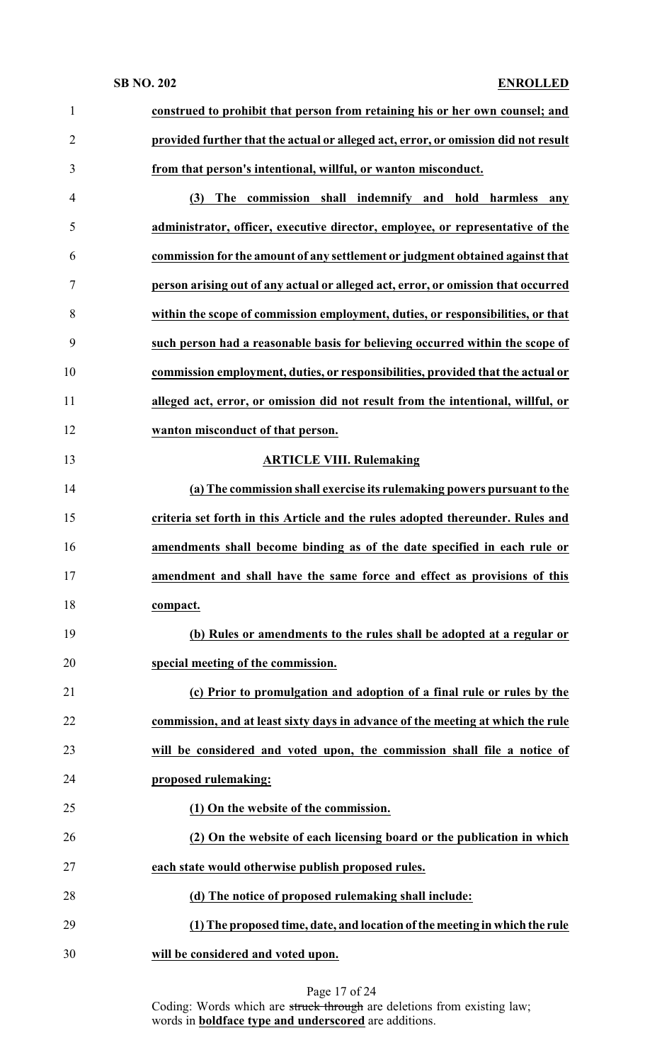**construed to prohibit that person from retaining his or her own counsel; and provided further that the actual or alleged act, error, or omission did not result from that person's intentional, willful, or wanton misconduct.**

**(3) The commission shall indemnify and hold harmless any administrator, officer, executive director, employee, or representative of the commission for the amount of any settlement or judgment obtained against that person arising out of any actual or alleged act, error, or omission that occurred within the scope of commission employment, duties, or responsibilities, or that such person had a reasonable basis for believing occurred within the scope of commission employment, duties, or responsibilities, provided that the actual or alleged act, error, or omission did not result from the intentional, willful, or wanton misconduct of that person.**

**ARTICLE VIII. Rulemaking**

**(a) The commission shall exercise its rulemaking powers pursuant to the criteria set forth in this Article and the rules adopted thereunder. Rules and amendments shall become binding as of the date specified in each rule or amendment and shall have the same force and effect as provisions of this compact.**

**(b) Rules or amendments to the rules shall be adopted at a regular or special meeting of the commission.**

**(c) Prior to promulgation and adoption of a final rule or rules by the commission, and at least sixty days in advance of the meeting at which the rule will be considered and voted upon, the commission shall file a notice of proposed rulemaking:**

**(1) On the website of the commission.**

**(2) On the website of each licensing board or the publication in which each state would otherwise publish proposed rules.**

**(d) The notice of proposed rulemaking shall include:**

**(1) The proposed time, date, and location of the meeting in which the rule will be considered and voted upon.**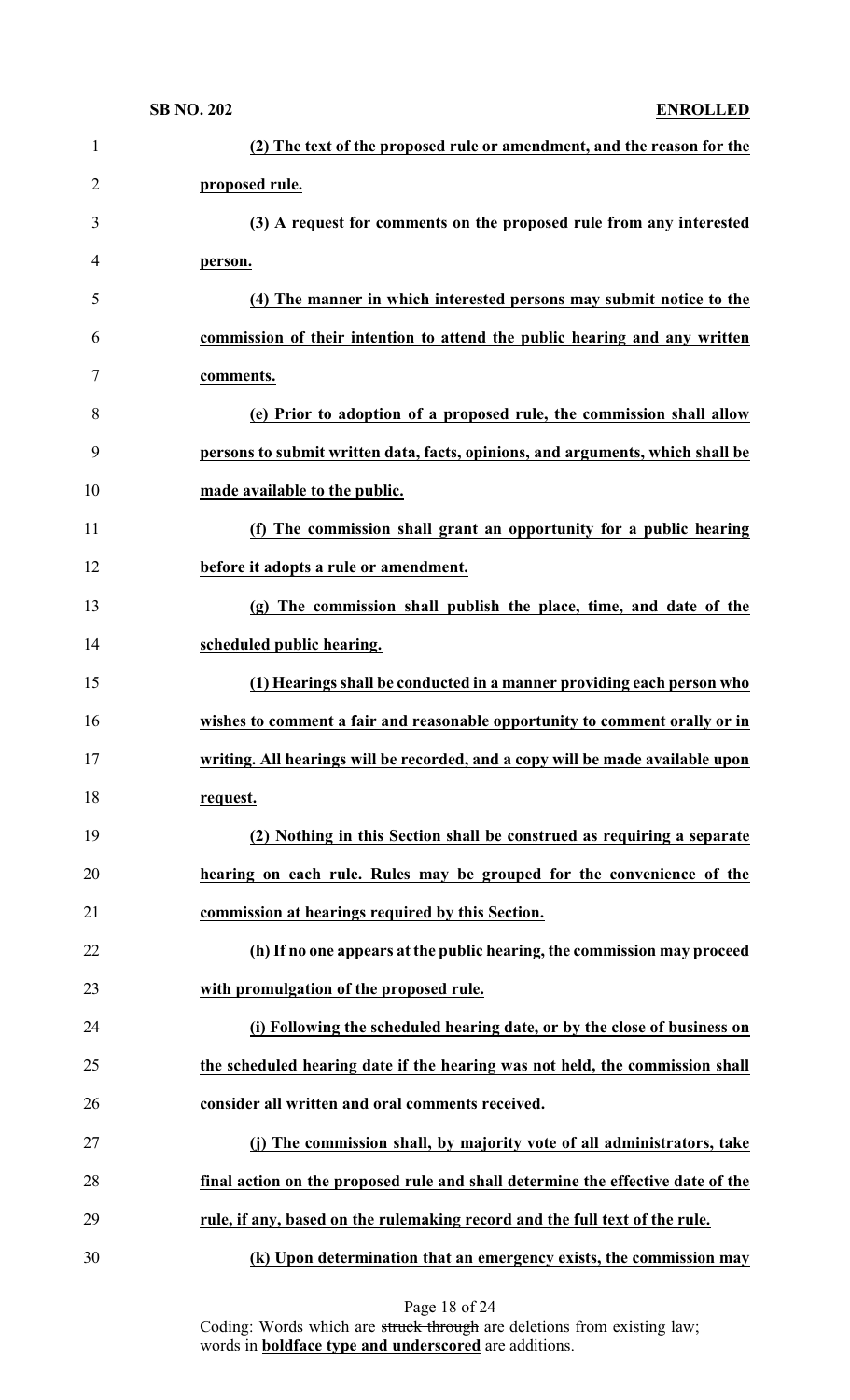**(2) The text of the proposed rule or amendment, and the reason for the proposed rule.**

**(3) A request for comments on the proposed rule from any interested person.**

**(4) The manner in which interested persons may submit notice to the commission of their intention to attend the public hearing and any written comments.**

**(e) Prior to adoption of a proposed rule, the commission shall allow persons to submit written data, facts, opinions, and arguments, which shall be made available to the public.**

**(f) The commission shall grant an opportunity for a public hearing before it adopts a rule or amendment.**

**(g) The commission shall publish the place, time, and date of the scheduled public hearing.**

**(1) Hearings shall be conducted in a manner providing each person who wishes to comment a fair and reasonable opportunity to comment orally or in writing. All hearings will be recorded, and a copy will be made available upon request.**

**(2) Nothing in this Section shall be construed as requiring a separate hearing on each rule. Rules may be grouped for the convenience of the commission at hearings required by this Section.**

**(h) If no one appears at the public hearing, the commission may proceed with promulgation of the proposed rule.**

**(i) Following the scheduled hearing date, or by the close of business on the scheduled hearing date if the hearing was not held, the commission shall consider all written and oral comments received.**

**(j) The commission shall, by majority vote of all administrators, take final action on the proposed rule and shall determine the effective date of the rule, if any, based on the rulemaking record and the full text of the rule.**

**(k) Upon determination that an emergency exists, the commission may**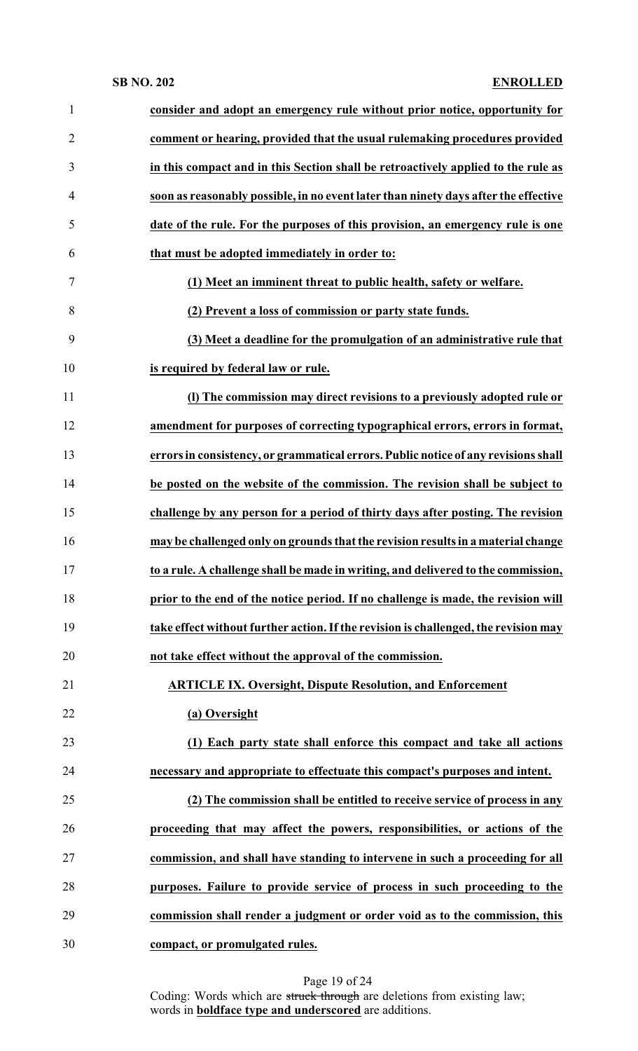**consider and adopt an emergency rule without prior notice, opportunity for comment or hearing, provided that the usual rulemaking procedures provided in this compact and in this Section shall be retroactively applied to the rule as soon as reasonably possible, in no event later than ninety days after the effective date of the rule. For the purposes of this provision, an emergency rule is one that must be adopted immediately in order to:**

**(1) Meet an imminent threat to public health, safety or welfare.**

**(2) Prevent a loss of commission or party state funds.**

**(3) Meet a deadline for the promulgation of an administrative rule that is required by federal law or rule.**

**(l) The commission may direct revisions to a previously adopted rule or amendment for purposes of correcting typographical errors, errors in format, errors in consistency, or grammatical errors. Public notice of any revisions shall be posted on the website of the commission. The revision shall be subject to challenge by any person for a period of thirty days after posting. The revision may be challenged only on grounds that the revision results in a material change to a rule. A challenge shall be made in writing, and delivered to the commission, prior to the end of the notice period. If no challenge is made, the revision will take effect without further action. If the revision is challenged, the revision may not take effect without the approval of the commission.**

**ARTICLE IX. Oversight, Dispute Resolution, and Enforcement**

**(a) Oversight**

**(1) Each party state shall enforce this compact and take all actions necessary and appropriate to effectuate this compact's purposes and intent.**

**(2) The commission shall be entitled to receive service of process in any proceeding that may affect the powers, responsibilities, or actions of the commission, and shall have standing to intervene in such a proceeding for all purposes. Failure to provide service of process in such proceeding to the commission shall render a judgment or order void as to the commission, this compact, or promulgated rules.**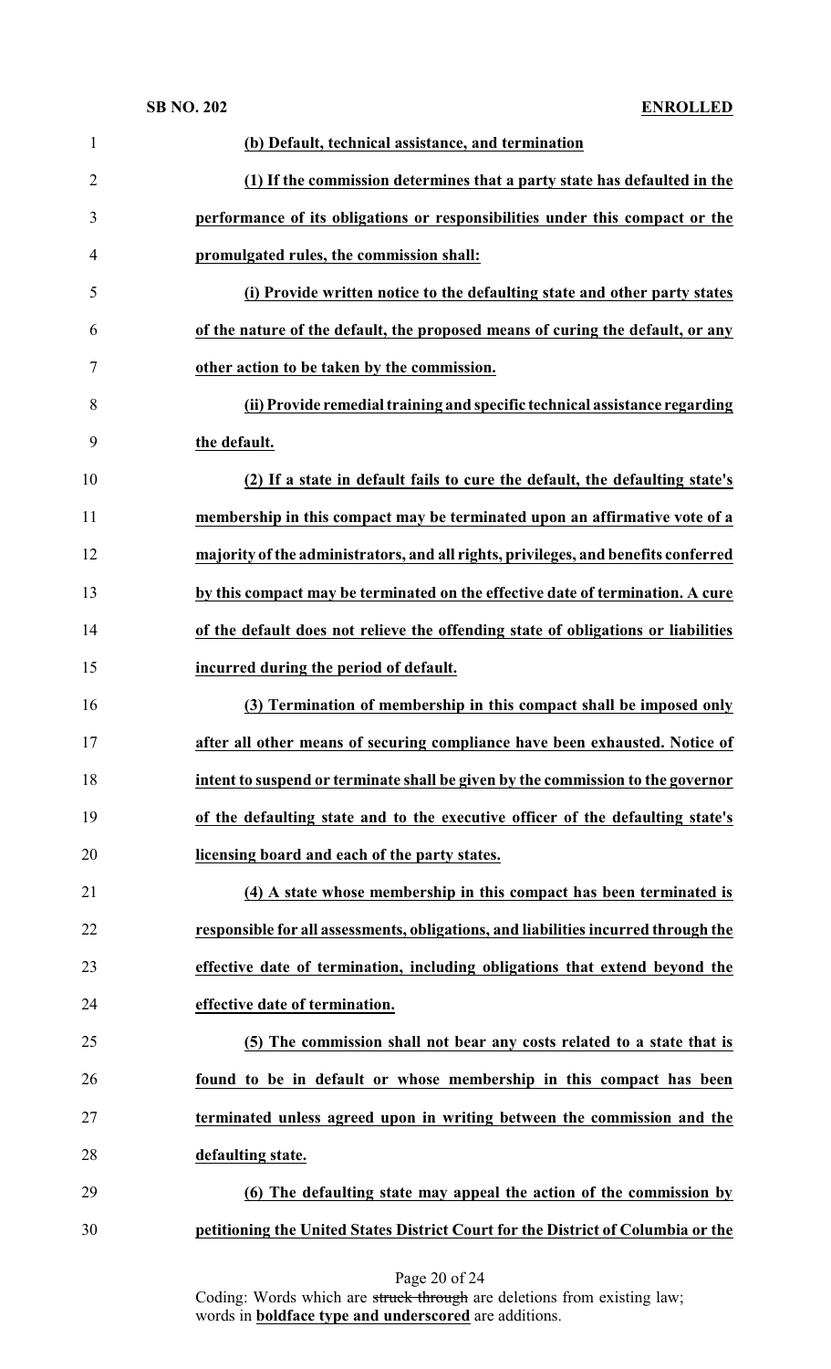**(b) Default, technical assistance, and termination**

**(1) If the commission determines that a party state has defaulted in the performance of its obligations or responsibilities under this compact or the promulgated rules, the commission shall:**

**(i) Provide written notice to the defaulting state and other party states of the nature of the default, the proposed means of curing the default, or any other action to be taken by the commission.**

**(ii) Provide remedial training and specific technical assistance regarding the default.**

**(2) If a state in default fails to cure the default, the defaulting state's membership in this compact may be terminated upon an affirmative vote of a majority of the administrators, and all rights, privileges, and benefits conferred by this compact may be terminated on the effective date of termination. A cure of the default does not relieve the offending state of obligations or liabilities incurred during the period of default.**

**(3) Termination of membership in this compact shall be imposed only after all other means of securing compliance have been exhausted. Notice of intent to suspend or terminate shall be given by the commission to the governor of the defaulting state and to the executive officer of the defaulting state's licensing board and each of the party states.**

**(4) A state whose membership in this compact has been terminated is responsible for all assessments, obligations, and liabilities incurred through the effective date of termination, including obligations that extend beyond the effective date of termination.**

**(5) The commission shall not bear any costs related to a state that is found to be in default or whose membership in this compact has been terminated unless agreed upon in writing between the commission and the defaulting state.**

**(6) The defaulting state may appeal the action of the commission by petitioning the United States District Court for the District of Columbia or the**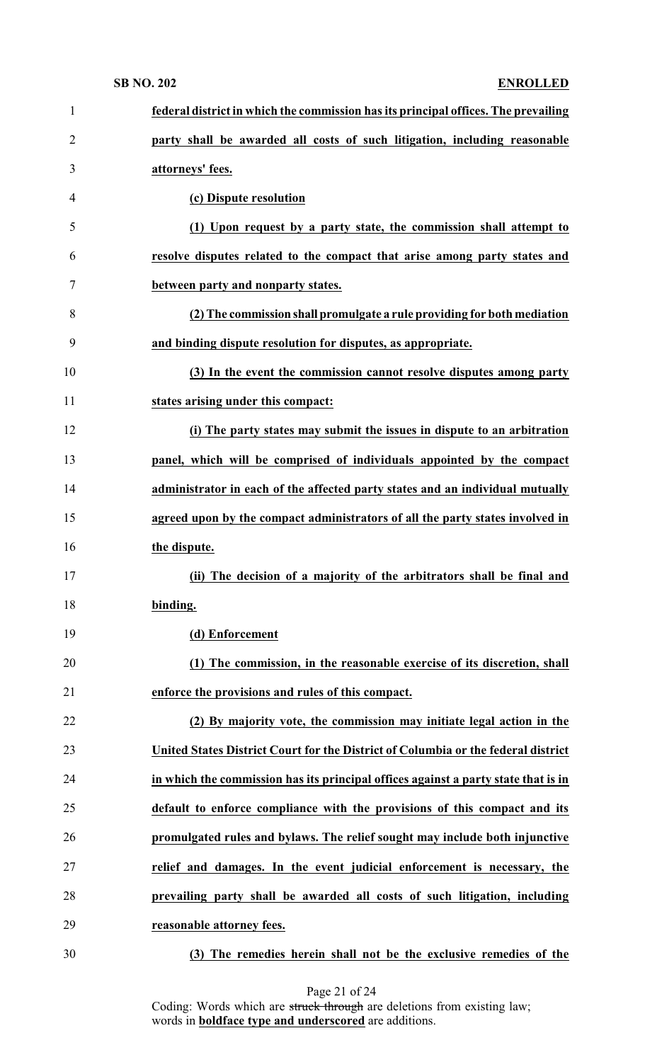**federal district in which the commission has its principal offices. The prevailing party shall be awarded all costs of such litigation, including reasonable attorneys' fees.**

**(c) Dispute resolution**

**(1) Upon request by a party state, the commission shall attempt to resolve disputes related to the compact that arise among party states and between party and nonparty states.**

**(2) The commission shall promulgate a rule providing for both mediation and binding dispute resolution for disputes, as appropriate.**

**(3) In the event the commission cannot resolve disputes among party states arising under this compact:**

**(i) The party states may submit the issues in dispute to an arbitration panel, which will be comprised of individuals appointed by the compact administrator in each of the affected party states and an individual mutually agreed upon by the compact administrators of all the party states involved in the dispute.**

**(ii) The decision of a majority of the arbitrators shall be final and binding.**

**(d) Enforcement**

**(1) The commission, in the reasonable exercise of its discretion, shall enforce the provisions and rules of this compact.**

**(2) By majority vote, the commission may initiate legal action in the United States District Court for the District of Columbia or the federal district in which the commission has its principal offices against a party state that is in default to enforce compliance with the provisions of this compact and its promulgated rules and bylaws. The relief sought may include both injunctive relief and damages. In the event judicial enforcement is necessary, the prevailing party shall be awarded all costs of such litigation, including reasonable attorney fees.**

**(3) The remedies herein shall not be the exclusive remedies of the**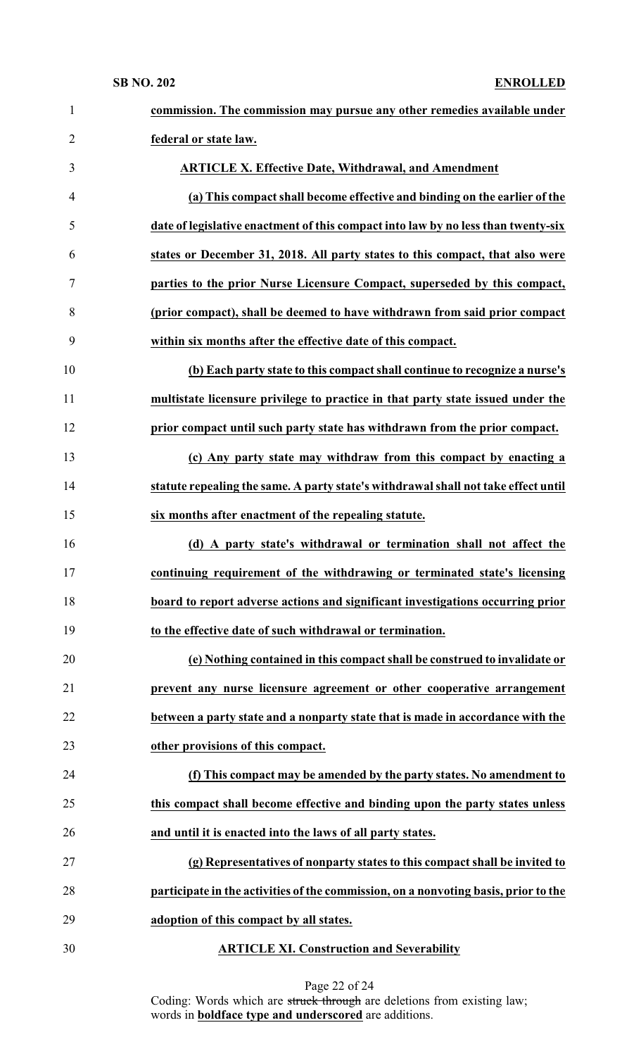**commission. The commission may pursue any other remedies available under federal or state law.**

**ARTICLE X. Effective Date, Withdrawal, and Amendment**

**(a) This compact shall become effective and binding on the earlier of the date of legislative enactment of this compact into law by no less than twenty-six states or December 31, 2018. All party states to this compact, that also were parties to the prior Nurse Licensure Compact, superseded by this compact, (prior compact), shall be deemed to have withdrawn from said prior compact within six months after the effective date of this compact.**

**(b) Each party state to this compact shall continue to recognize a nurse's multistate licensure privilege to practice in that party state issued under the prior compact until such party state has withdrawn from the prior compact.**

**(c) Any party state may withdraw from this compact by enacting a statute repealing the same. A party state's withdrawal shall not take effect until six months after enactment of the repealing statute.**

**(d) A party state's withdrawal or termination shall not affect the continuing requirement of the withdrawing or terminated state's licensing board to report adverse actions and significant investigations occurring prior to the effective date of such withdrawal or termination.**

**(e) Nothing contained in this compact shall be construed to invalidate or prevent any nurse licensure agreement or other cooperative arrangement between a party state and a nonparty state that is made in accordance with the other provisions of this compact.**

**(f) This compact may be amended by the party states. No amendment to this compact shall become effective and binding upon the party states unless and until it is enacted into the laws of all party states.**

**(g) Representatives of nonparty states to this compact shall be invited to participate in the activities of the commission, on a nonvoting basis, prior to the adoption of this compact by all states.**

**ARTICLE XI. Construction and Severability**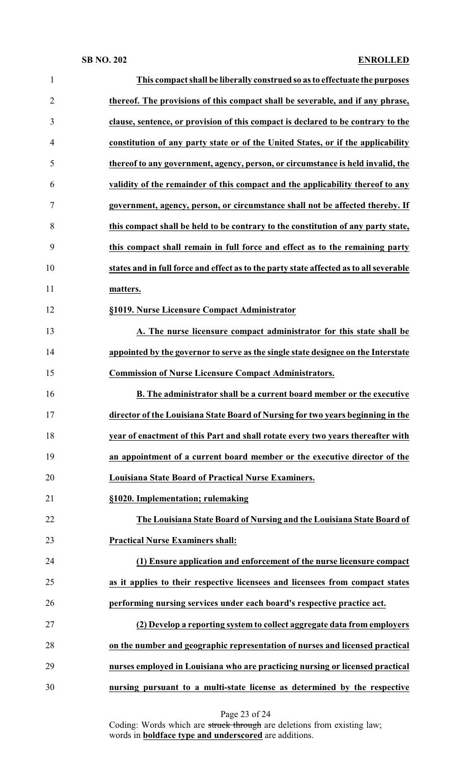**This compact shall be liberally construed so as to effectuate the purposes thereof. The provisions of this compact shall be severable, and if any phrase, clause, sentence, or provision of this compact is declared to be contrary to the constitution of any party state or of the United States, or if the applicability thereof to any government, agency, person, or circumstance is held invalid, the validity of the remainder of this compact and the applicability thereof to any government, agency, person, or circumstance shall not be affected thereby. If this compact shall be held to be contrary to the constitution of any party state, this compact shall remain in full force and effect as to the remaining party states and in full force and effect as to the party state affected as to all severable matters.**

**§1019. Nurse Licensure Compact Administrator**

**A. The nurse licensure compact administrator for this state shall be appointed by the governor to serve as the single state designee on the Interstate Commission of Nurse Licensure Compact Administrators.**

**B. The administrator shall be a current board member or the executive director of the Louisiana State Board of Nursing for two years beginning in the year of enactment of this Part and shall rotate every two years thereafter with an appointment of a current board member or the executive director of the Louisiana State Board of Practical Nurse Examiners.**

**§1020. Implementation; rulemaking**

**The Louisiana State Board of Nursing and the Louisiana State Board of Practical Nurse Examiners shall:**

**(1) Ensure application and enforcement of the nurse licensure compact as it applies to their respective licensees and licensees from compact states performing nursing services under each board's respective practice act.**

**(2) Develop a reporting system to collect aggregate data from employers on the number and geographic representation of nurses and licensed practical nurses employed in Louisiana who are practicing nursing or licensed practical nursing pursuant to a multi-state license as determined by the respective**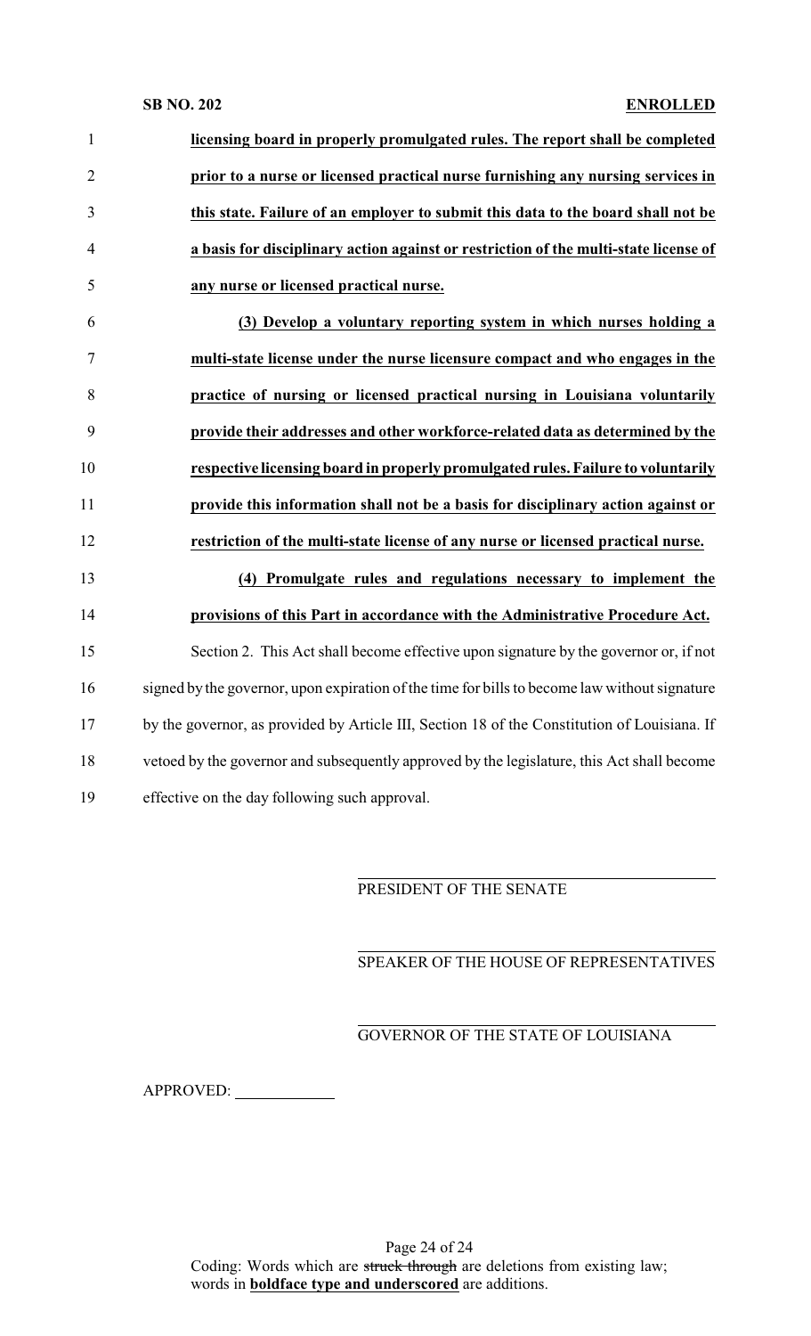**licensing board in properly promulgated rules. The report shall be completed prior to a nurse or licensed practical nurse furnishing any nursing services in this state. Failure of an employer to submit this data to the board shall not be a basis for disciplinary action against or restriction of the multi-state license of any nurse or licensed practical nurse.**

**(3) Develop a voluntary reporting system in which nurses holding a multi-state license under the nurse licensure compact and who engages in the practice of nursing or licensed practical nursing in Louisiana voluntarily provide their addresses and other workforce-related data as determined by the respective licensing board in properly promulgated rules. Failure to voluntarily provide this information shall not be a basis for disciplinary action against or restriction of the multi-state license of any nurse or licensed practical nurse.**

**(4) Promulgate rules and regulations necessary to implement the provisions of this Part in accordance with the Administrative Procedure Act.**

Section 2. This Act shall become effective upon signature by the governor or, if not signed by the governor, upon expiration of the time for bills to become law without signature by the governor, as provided by Article III, Section 18 of the Constitution of Louisiana. If vetoed by the governor and subsequently approved by the legislature, this Act shall become effective on the day following such approval.

PRESIDENT OF THE SENTE

SPEAKER OF THE HOUSE OF REPRESENTATIVES

GOVERNOR OF THE STATE OF LOUISIANA

APPROVED: \_\_\_\_\_\_\_\_\_\_\_\_

Coding: Words which are ~~struck through~~ are deletions from existing law; words in **boldface type and underscored** are additions.

**licensing board in properly promulgated rules. The report shall be completed prior to a nurse or licensed practical nurse furnishing any nursing services in this state. Failure of an employer to submit this data to the board shall not be a basis for disciplinary action against or restriction of the multi-state license of any nurse or licensed practical nurse.**

**(3) Develop a voluntary reporting system in which nurses holding a multi-state license under the nurse licensure compact and who engages in the practice of nursing or licensed practical nursing in Louisiana voluntarily provide their addresses and other workforce-related data as determined by the respective licensing board in properly promulgated rules. Failure to voluntarily provide this information shall not be a basis for disciplinary action against or restriction of the multi-state license of any nurse or licensed practical nurse.**

**(4) Promulgate rules and regulations necessary to implement the provisions of this Part in accordance with the Administrative Procedure Act.**

Section 2. This Act shall become effective upon signature by the governor or, if not signed by the governor, upon expiration of the time for bills to become law without signature by the governor, as provided by Article III, Section 18 of the Constitution of Louisiana. If vetoed by the governor and subsequently approved by the legislature, this Act shall become effective on the day following such approval.

PRESIDENT OF THE SENATE

SPEAKER OF THE HOUSE OF REPRESENTATIVES

GOVERNOR OF THE STATE OF LOUISIANA

APPROVED: \_\_\_\_\_\_\_\_\_\_\_\_

Coding: Words which are ~~struck through~~ are deletions from existing law; words in **boldface type and underscored** are additions.